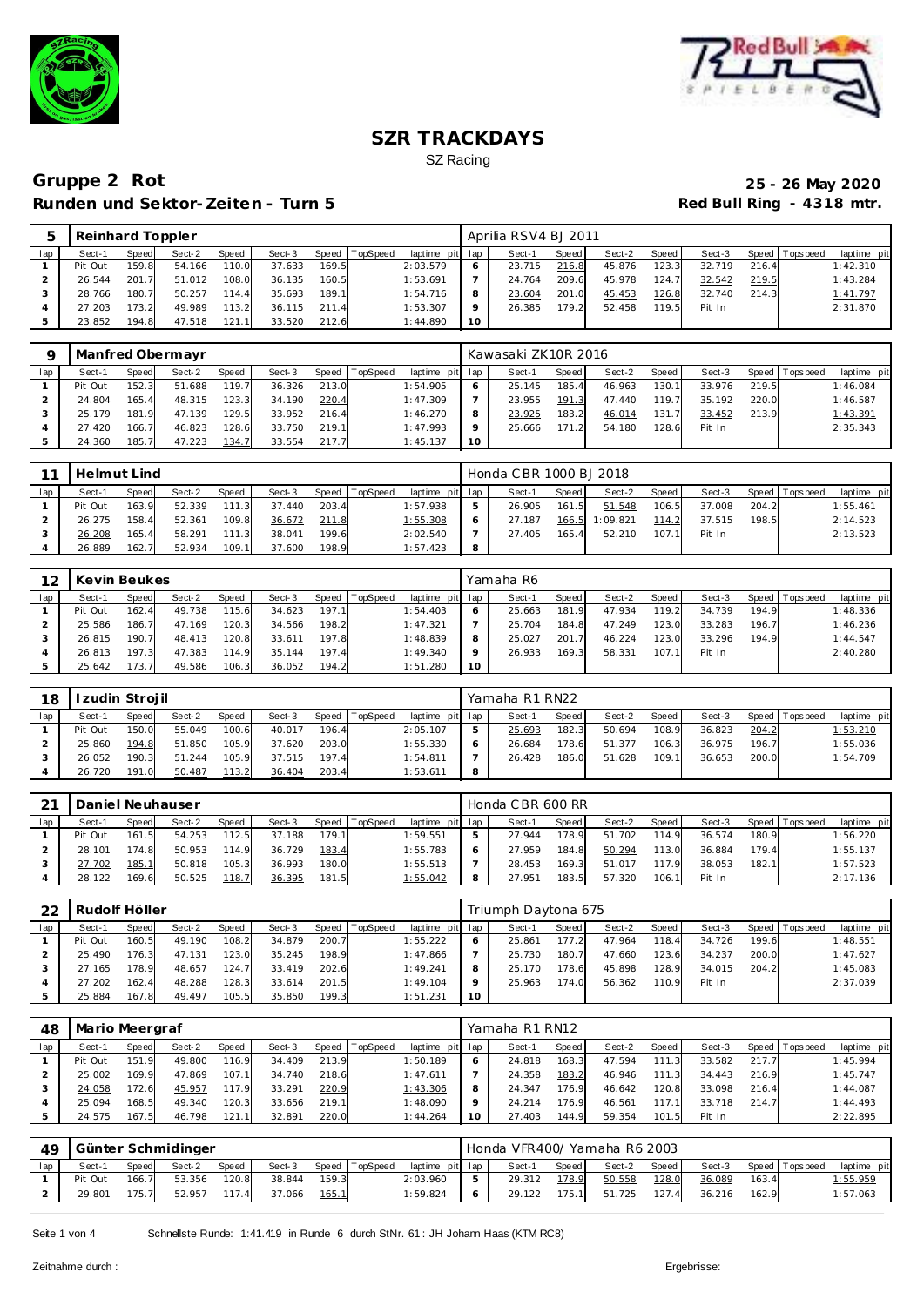# SZR TRACKDAYS

SZ Racing

## Gruppe 2 Rot

**Runden und Sektor-Zeiten - Turn 5**

**25 - 26 May 2020**

**Red Bull Ring - 4318 mtr.**

| 5 | Reinhard Toppler | | | | | | | | | Aprilia RSV4 BJ 2011 | | | | | | | |
|---|---|---|---|---|---|---|---|---|---|---|---|---|---|---|---|---|---|
| lap | Sect-1 | Speed | Sect-2 | Speed | Sect-3 | Speed | TopSpeed | laptime pit | lap | Sect-1 | Speed | Sect-2 | Speed | Sect-3 | Speed | Topspeed | laptime pit |
| 1 | Pit Out | 159.8 | 54.166 | 110.0 | 37.633 | 169.5 | | 2:03.579 | 6 | 23.715 | 216.8 | 45.876 | 123.3 | 32.719 | 216.4 | | 1:42.310 |
| 2 | 26.544 | 201.7 | 51.012 | 108.0 | 36.135 | 160.5 | | 1:53.691 | 7 | 24.764 | 209.6 | 45.978 | 124.7 | 32.542 | 219.5 | | 1:43.284 |
| 3 | 28.766 | 180.7 | 50.257 | 114.4 | 35.693 | 189.1 | | 1:54.716 | 8 | 23.604 | 201.0 | 45.453 | 126.8 | 32.740 | 214.3 | | 1:41.797 |
| 4 | 27.203 | 173.2 | 49.989 | 113.2 | 36.115 | 211.4 | | 1:53.307 | 9 | 26.385 | 179.2 | 52.458 | 119.5 | Pit In | | | 2:31.870 |
| 5 | 23.852 | 194.8 | 47.518 | 121.1 | 33.520 | 212.6 | | 1:44.890 | 10 | | | | | | | | |

| 9 | Manfred Obermayr | | | | | | | | | Kawasaki ZK10R 2016 | | | | | | | |
|---|---|---|---|---|---|---|---|---|---|---|---|---|---|---|---|---|---|
| lap | Sect-1 | Speed | Sect-2 | Speed | Sect-3 | Speed | TopSpeed | laptime pit | lap | Sect-1 | Speed | Sect-2 | Speed | Sect-3 | Speed | Topspeed | laptime pit |
| 1 | Pit Out | 152.3 | 51.688 | 119.7 | 36.326 | 213.0 | | 1:54.905 | 6 | 25.145 | 185.4 | 46.963 | 130.1 | 33.976 | 219.5 | | 1:46.084 |
| 2 | 24.804 | 165.4 | 48.315 | 123.3 | 34.190 | 220.4 | | 1:47.309 | 7 | 23.955 | 191.3 | 47.440 | 119.7 | 35.192 | 220.0 | | 1:46.587 |
| 3 | 25.179 | 181.9 | 47.139 | 129.5 | 33.952 | 216.4 | | 1:46.270 | 8 | 23.925 | 183.2 | 46.014 | 131.7 | 33.452 | 213.9 | | 1:43.391 |
| 4 | 27.420 | 166.7 | 46.823 | 128.6 | 33.750 | 219.1 | | 1:47.993 | 9 | 25.666 | 171.2 | 54.180 | 128.6 | Pit In | | | 2:35.343 |
| 5 | 24.360 | 185.7 | 47.223 | 134.7 | 33.554 | 217.7 | | 1:45.137 | 10 | | | | | | | | |

| 11 | Helmut Lind | | | | | | | | | Honda CBR 1000 BJ 2018 | | | | | | | |
|---|---|---|---|---|---|---|---|---|---|---|---|---|---|---|---|---|---|
| lap | Sect-1 | Speed | Sect-2 | Speed | Sect-3 | Speed | TopSpeed | laptime pit | lap | Sect-1 | Speed | Sect-2 | Speed | Sect-3 | Speed | Topspeed | laptime pit |
| 1 | Pit Out | 163.9 | 52.339 | 111.3 | 37.440 | 203.4 | | 1:57.938 | 5 | 26.905 | 161.5 | 51.548 | 106.5 | 37.008 | 204.2 | | 1:55.461 |
| 2 | 26.275 | 158.4 | 52.361 | 109.8 | 36.672 | 211.8 | | 1:55.308 | 6 | 27.187 | 166.5 | 1:09.821 | 114.2 | 37.515 | 198.5 | | 2:14.523 |
| 3 | 26.208 | 165.4 | 58.291 | 111.3 | 38.041 | 199.6 | | 2:02.540 | 7 | 27.405 | 165.4 | 52.210 | 107.1 | Pit In | | | 2:13.523 |
| 4 | 26.889 | 162.7 | 52.934 | 109.1 | 37.600 | 198.9 | | 1:57.423 | 8 | | | | | | | | |

| 12 | Kevin Beukes | | | | | | | | | Yamaha R6 | | | | | | | |
|---|---|---|---|---|---|---|---|---|---|---|---|---|---|---|---|---|---|
| lap | Sect-1 | Speed | Sect-2 | Speed | Sect-3 | Speed | TopSpeed | laptime pit | lap | Sect-1 | Speed | Sect-2 | Speed | Sect-3 | Speed | Topspeed | laptime pit |
| 1 | Pit Out | 162.4 | 49.738 | 115.6 | 34.623 | 197.1 | | 1:54.403 | 6 | 25.663 | 181.9 | 47.934 | 119.2 | 34.739 | 194.9 | | 1:48.336 |
| 2 | 25.586 | 186.7 | 47.169 | 120.3 | 34.566 | 198.2 | | 1:47.321 | 7 | 25.704 | 184.8 | 47.249 | 123.0 | 33.283 | 196.7 | | 1:46.236 |
| 3 | 26.815 | 190.7 | 48.413 | 120.8 | 33.611 | 197.8 | | 1:48.839 | 8 | 25.027 | 201.7 | 46.224 | 123.0 | 33.296 | 194.9 | | 1:44.547 |
| 4 | 26.813 | 197.3 | 47.383 | 114.9 | 35.144 | 197.4 | | 1:49.340 | 9 | 26.933 | 169.3 | 58.331 | 107.1 | Pit In | | | 2:40.280 |
| 5 | 25.642 | 173.7 | 49.586 | 106.3 | 36.052 | 194.2 | | 1:51.280 | 10 | | | | | | | | |

| 18 | Izudin Strojil | | | | | | | | | Yamaha R1 RN22 | | | | | | | |
|---|---|---|---|---|---|---|---|---|---|---|---|---|---|---|---|---|---|
| lap | Sect-1 | Speed | Sect-2 | Speed | Sect-3 | Speed | TopSpeed | laptime pit | lap | Sect-1 | Speed | Sect-2 | Speed | Sect-3 | Speed | Topspeed | laptime pit |
| 1 | Pit Out | 150.0 | 55.049 | 100.6 | 40.017 | 196.4 | | 2:05.107 | 5 | 25.693 | 182.3 | 50.694 | 108.9 | 36.823 | 204.2 | | 1:53.210 |
| 2 | 25.860 | 194.8 | 51.850 | 105.9 | 37.620 | 203.0 | | 1:55.330 | 6 | 26.684 | 178.6 | 51.377 | 106.3 | 36.975 | 196.7 | | 1:55.036 |
| 3 | 26.052 | 190.3 | 51.244 | 105.9 | 37.515 | 197.4 | | 1:54.811 | 7 | 26.428 | 186.0 | 51.628 | 109.1 | 36.653 | 200.0 | | 1:54.709 |
| 4 | 26.720 | 191.0 | 50.487 | 113.2 | 36.404 | 203.4 | | 1:53.611 | 8 | | | | | | | | |

| 21 | Daniel Neuhauser | | | | | | | | | Honda CBR 600 RR | | | | | | | |
|---|---|---|---|---|---|---|---|---|---|---|---|---|---|---|---|---|---|
| lap | Sect-1 | Speed | Sect-2 | Speed | Sect-3 | Speed | TopSpeed | laptime pit | lap | Sect-1 | Speed | Sect-2 | Speed | Sect-3 | Speed | Topspeed | laptime pit |
| 1 | Pit Out | 161.5 | 54.253 | 112.5 | 37.188 | 179.1 | | 1:59.551 | 5 | 27.944 | 178.9 | 51.702 | 114.9 | 36.574 | 180.9 | | 1:56.220 |
| 2 | 28.101 | 174.8 | 50.953 | 114.9 | 36.729 | 183.4 | | 1:55.783 | 6 | 27.959 | 184.8 | 50.294 | 113.0 | 36.884 | 179.4 | | 1:55.137 |
| 3 | 27.702 | 185.1 | 50.818 | 105.3 | 36.993 | 180.0 | | 1:55.513 | 7 | 28.453 | 169.3 | 51.017 | 117.9 | 38.053 | 182.1 | | 1:57.523 |
| 4 | 28.122 | 169.6 | 50.525 | 118.7 | 36.395 | 181.5 | | 1:55.042 | 8 | 27.951 | 183.5 | 57.320 | 106.1 | Pit In | | | 2:17.136 |

| 22 | Rudolf Höller | | | | | | | | | Triumph Daytona 675 | | | | | | | |
|---|---|---|---|---|---|---|---|---|---|---|---|---|---|---|---|---|---|
| lap | Sect-1 | Speed | Sect-2 | Speed | Sect-3 | Speed | TopSpeed | laptime pit | lap | Sect-1 | Speed | Sect-2 | Speed | Sect-3 | Speed | Topspeed | laptime pit |
| 1 | Pit Out | 160.5 | 49.190 | 108.2 | 34.879 | 200.7 | | 1:55.222 | 6 | 25.861 | 177.2 | 47.964 | 118.4 | 34.726 | 199.6 | | 1:48.551 |
| 2 | 25.490 | 176.3 | 47.131 | 123.0 | 35.245 | 198.9 | | 1:47.866 | 7 | 25.730 | 180.7 | 47.660 | 123.6 | 34.237 | 200.0 | | 1:47.627 |
| 3 | 27.165 | 178.9 | 48.657 | 124.7 | 33.419 | 202.6 | | 1:49.241 | 8 | 25.170 | 178.6 | 45.898 | 128.9 | 34.015 | 204.2 | | 1:45.083 |
| 4 | 27.202 | 162.4 | 48.288 | 128.3 | 33.614 | 201.5 | | 1:49.104 | 9 | 25.963 | 174.0 | 56.362 | 110.9 | Pit In | | | 2:37.039 |
| 5 | 25.884 | 167.8 | 49.497 | 105.5 | 35.850 | 199.3 | | 1:51.231 | 10 | | | | | | | | |

| 48 | Mario Meergraf | | | | | | | | | Yamaha R1 RN12 | | | | | | | |
|---|---|---|---|---|---|---|---|---|---|---|---|---|---|---|---|---|---|
| lap | Sect-1 | Speed | Sect-2 | Speed | Sect-3 | Speed | TopSpeed | laptime pit | lap | Sect-1 | Speed | Sect-2 | Speed | Sect-3 | Speed | Topspeed | laptime pit |
| 1 | Pit Out | 151.9 | 49.800 | 116.9 | 34.409 | 213.9 | | 1:50.189 | 6 | 24.818 | 168.3 | 47.594 | 111.3 | 33.582 | 217.7 | | 1:45.994 |
| 2 | 25.002 | 169.9 | 47.869 | 107.1 | 34.740 | 218.6 | | 1:47.611 | 7 | 24.358 | 183.2 | 46.946 | 111.3 | 34.443 | 216.9 | | 1:45.747 |
| 3 | 24.058 | 172.6 | 45.957 | 117.9 | 33.291 | 220.9 | | 1:43.306 | 8 | 24.347 | 176.9 | 46.642 | 120.8 | 33.098 | 216.4 | | 1:44.087 |
| 4 | 25.094 | 168.5 | 49.340 | 120.3 | 33.656 | 219.1 | | 1:48.090 | 9 | 24.214 | 176.9 | 46.561 | 117.1 | 33.718 | 214.7 | | 1:44.493 |
| 5 | 24.575 | 167.5 | 46.798 | 121.1 | 32.891 | 220.0 | | 1:44.264 | 10 | 27.403 | 144.9 | 59.354 | 101.5 | Pit In | | | 2:22.895 |

| 49 | Günter Schmidinger | | | | | | | | | Honda VFR400/ Yamaha R6 2003 | | | | | | | |
|---|---|---|---|---|---|---|---|---|---|---|---|---|---|---|---|---|---|
| lap | Sect-1 | Speed | Sect-2 | Speed | Sect-3 | Speed | TopSpeed | laptime pit | lap | Sect-1 | Speed | Sect-2 | Speed | Sect-3 | Speed | Topspeed | laptime pit |
| 1 | Pit Out | 166.7 | 53.356 | 120.8 | 38.844 | 159.3 | | 2:03.960 | 5 | 29.312 | 178.9 | 50.558 | 128.0 | 36.089 | 163.4 | | 1:55.959 |
| 2 | 29.801 | 175.7 | 52.957 | 117.4 | 37.066 | 165.1 | | 1:59.824 | 6 | 29.122 | 175.1 | 51.725 | 127.4 | 36.216 | 162.9 | | 1:57.063 |

Schnellste Runde: 1:41.419 in Runde 6 durch StNr. 61 : JH Johann Haas (KTM RC8)

Zeitnahme durch :

Ergebnisse: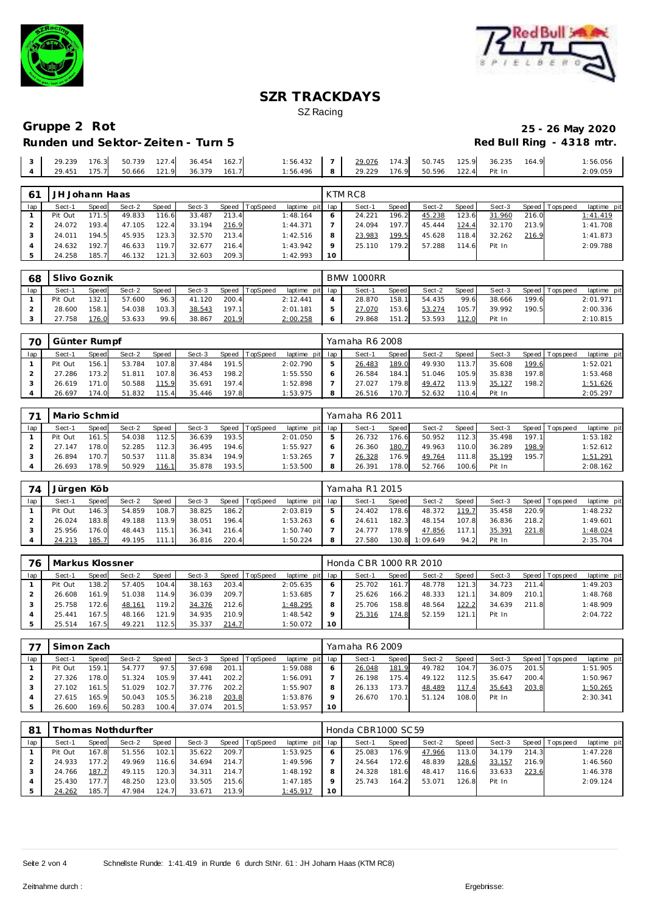# SZR TRACKDAYS

SZ Racing

## Gruppe 2 Rot

**25 - 26 May 2020**

### Runden und Sektor-Zeiten - Turn 5

**Red Bull Ring - 4318 mtr.**

| lap | Sect-1 | Speed | Sect-2 | Speed | Sect-3 | Speed | TopSpeed | laptime pit | lap | Sect-1 | Speed | Sect-2 | Speed | Sect-3 | Speed | Topspeed | laptime pit |
|---|---|---|---|---|---|---|---|---|---|---|---|---|---|---|---|---|---|
| 3 | 29.239 | 176.3 | 50.739 | 127.4 | 36.454 | 162.7 | | 1:56.432 | 7 | 29.076 | 174.3 | 50.745 | 125.9 | 36.235 | 164.9 | | 1:56.056 |
| 4 | 29.451 | 175.7 | 50.666 | 121.9 | 36.379 | 161.7 | | 1:56.496 | 8 | 29.229 | 176.9 | 50.596 | 122.4 | Pit In | | | 2:09.059 |

| 61 | JH Johann Haas | | | | | | | | KTM RC8 | | | | | | | | |
|---|---|---|---|---|---|---|---|---|---|---|---|---|---|---|---|---|---|
| lap | Sect-1 | Speed | Sect-2 | Speed | Sect-3 | Speed | TopSpeed | laptime pit | lap | Sect-1 | Speed | Sect-2 | Speed | Sect-3 | Speed | Topspeed | laptime pit |
| 1 | Pit Out | 171.5 | 49.833 | 116.6 | 33.487 | 213.4 | | 1:48.164 | 6 | 24.221 | 196.2 | 45.238 | 123.6 | 31.960 | 216.0 | | 1:41.419 |
| 2 | 24.072 | 193.4 | 47.105 | 122.4 | 33.194 | 216.9 | | 1:44.371 | 7 | 24.094 | 197.7 | 45.444 | 124.4 | 32.170 | 213.9 | | 1:41.708 |
| 3 | 24.011 | 194.5 | 45.935 | 123.3 | 32.570 | 213.4 | | 1:42.516 | 8 | 23.983 | 199.5 | 45.628 | 118.4 | 32.262 | 216.9 | | 1:41.873 |
| 4 | 24.632 | 192.7 | 46.633 | 119.7 | 32.677 | 216.4 | | 1:43.942 | 9 | 25.110 | 179.2 | 57.288 | 114.6 | Pit In | | | 2:09.788 |
| 5 | 24.258 | 185.7 | 46.132 | 121.3 | 32.603 | 209.3 | | 1:42.993 | 10 | | | | | | | | |

| 68 | Slivo Goznik | | | | | | | | BMW 1000RR | | | | | | | | |
|---|---|---|---|---|---|---|---|---|---|---|---|---|---|---|---|---|---|
| lap | Sect-1 | Speed | Sect-2 | Speed | Sect-3 | Speed | TopSpeed | laptime pit | lap | Sect-1 | Speed | Sect-2 | Speed | Sect-3 | Speed | Topspeed | laptime pit |
| 1 | Pit Out | 132.1 | 57.600 | 96.3 | 41.120 | 200.4 | | 2:12.441 | 4 | 28.870 | 158.1 | 54.435 | 99.6 | 38.666 | 199.6 | | 2:01.971 |
| 2 | 28.600 | 158.1 | 54.038 | 103.3 | 38.543 | 197.1 | | 2:01.181 | 5 | 27.070 | 153.6 | 53.274 | 105.7 | 39.992 | 190.5 | | 2:00.336 |
| 3 | 27.758 | 176.0 | 53.633 | 99.6 | 38.867 | 201.9 | | 2:00.258 | 6 | 29.868 | 151.2 | 53.593 | 112.0 | Pit In | | | 2:10.815 |

| 70 | Günter Rumpf | | | | | | | | Yamaha R6 2008 | | | | | | | | |
|---|---|---|---|---|---|---|---|---|---|---|---|---|---|---|---|---|---|
| lap | Sect-1 | Speed | Sect-2 | Speed | Sect-3 | Speed | TopSpeed | laptime pit | lap | Sect-1 | Speed | Sect-2 | Speed | Sect-3 | Speed | Topspeed | laptime pit |
| 1 | Pit Out | 156.1 | 53.784 | 107.8 | 37.484 | 191.5 | | 2:02.790 | 5 | 26.483 | 189.0 | 49.930 | 113.7 | 35.608 | 199.6 | | 1:52.021 |
| 2 | 27.286 | 173.2 | 51.811 | 107.8 | 36.453 | 198.2 | | 1:55.550 | 6 | 26.584 | 184.1 | 51.046 | 105.9 | 35.838 | 197.8 | | 1:53.468 |
| 3 | 26.619 | 171.0 | 50.588 | 115.9 | 35.691 | 197.4 | | 1:52.898 | 7 | 27.027 | 179.8 | 49.472 | 113.9 | 35.127 | 198.2 | | 1:51.626 |
| 4 | 26.697 | 174.0 | 51.832 | 115.4 | 35.446 | 197.8 | | 1:53.975 | 8 | 26.516 | 170.7 | 52.632 | 110.4 | Pit In | | | 2:05.297 |

| 71 | Mario Schmid | | | | | | | | Yamaha R6 2011 | | | | | | | | |
|---|---|---|---|---|---|---|---|---|---|---|---|---|---|---|---|---|---|
| lap | Sect-1 | Speed | Sect-2 | Speed | Sect-3 | Speed | TopSpeed | laptime pit | lap | Sect-1 | Speed | Sect-2 | Speed | Sect-3 | Speed | Topspeed | laptime pit |
| 1 | Pit Out | 161.5 | 54.038 | 112.5 | 36.639 | 193.5 | | 2:01.050 | 5 | 26.732 | 176.6 | 50.952 | 112.3 | 35.498 | 197.1 | | 1:53.182 |
| 2 | 27.147 | 178.0 | 52.285 | 112.3 | 36.495 | 194.6 | | 1:55.927 | 6 | 26.360 | 180.7 | 49.963 | 110.0 | 36.289 | 198.9 | | 1:52.612 |
| 3 | 26.894 | 170.7 | 50.537 | 111.8 | 35.834 | 194.9 | | 1:53.265 | 7 | 26.328 | 176.9 | 49.764 | 111.8 | 35.199 | 195.7 | | 1:51.291 |
| 4 | 26.693 | 178.9 | 50.929 | 116.1 | 35.878 | 193.5 | | 1:53.500 | 8 | 26.391 | 178.0 | 52.766 | 100.6 | Pit In | | | 2:08.162 |

| 74 | Jürgen Köb | | | | | | | | Yamaha R1 2015 | | | | | | | | |
|---|---|---|---|---|---|---|---|---|---|---|---|---|---|---|---|---|---|
| lap | Sect-1 | Speed | Sect-2 | Speed | Sect-3 | Speed | TopSpeed | laptime pit | lap | Sect-1 | Speed | Sect-2 | Speed | Sect-3 | Speed | Topspeed | laptime pit |
| 1 | Pit Out | 146.3 | 54.859 | 108.7 | 38.825 | 186.2 | | 2:03.819 | 5 | 24.402 | 178.6 | 48.372 | 119.7 | 35.458 | 220.9 | | 1:48.232 |
| 2 | 26.024 | 183.8 | 49.188 | 113.9 | 38.051 | 196.4 | | 1:53.263 | 6 | 24.611 | 182.3 | 48.154 | 107.8 | 36.836 | 218.2 | | 1:49.601 |
| 3 | 25.956 | 176.0 | 48.443 | 115.1 | 36.341 | 216.4 | | 1:50.740 | 7 | 24.777 | 178.9 | 47.856 | 117.1 | 35.391 | 221.8 | | 1:48.024 |
| 4 | 24.213 | 185.7 | 49.195 | 111.1 | 36.816 | 220.4 | | 1:50.224 | 8 | 27.580 | 130.8 | 1:09.649 | 94.2 | Pit In | | | 2:35.704 |

| 76 | Markus Klossner | | | | | | | | Honda CBR 1000 RR 2010 | | | | | | | | |
|---|---|---|---|---|---|---|---|---|---|---|---|---|---|---|---|---|---|
| lap | Sect-1 | Speed | Sect-2 | Speed | Sect-3 | Speed | TopSpeed | laptime pit | lap | Sect-1 | Speed | Sect-2 | Speed | Sect-3 | Speed | Topspeed | laptime pit |
| 1 | Pit Out | 138.2 | 57.405 | 104.4 | 38.163 | 203.4 | | 2:05.635 | 6 | 25.702 | 161.7 | 48.778 | 121.3 | 34.723 | 211.4 | | 1:49.203 |
| 2 | 26.608 | 161.9 | 51.038 | 114.9 | 36.039 | 209.7 | | 1:53.685 | 7 | 25.626 | 166.2 | 48.333 | 121.1 | 34.809 | 210.1 | | 1:48.768 |
| 3 | 25.758 | 172.6 | 48.161 | 119.2 | 34.376 | 212.6 | | 1:48.295 | 8 | 25.706 | 158.8 | 48.564 | 122.2 | 34.639 | 211.8 | | 1:48.909 |
| 4 | 25.441 | 167.5 | 48.166 | 121.9 | 34.935 | 210.9 | | 1:48.542 | 9 | 25.316 | 174.8 | 52.159 | 121.1 | Pit In | | | 2:04.722 |
| 5 | 25.514 | 167.5 | 49.221 | 112.5 | 35.337 | 214.7 | | 1:50.072 | 10 | | | | | | | | |

| 77 | Simon Zach | | | | | | | | Yamaha R6 2009 | | | | | | | | |
|---|---|---|---|---|---|---|---|---|---|---|---|---|---|---|---|---|---|
| lap | Sect-1 | Speed | Sect-2 | Speed | Sect-3 | Speed | TopSpeed | laptime pit | lap | Sect-1 | Speed | Sect-2 | Speed | Sect-3 | Speed | Topspeed | laptime pit |
| 1 | Pit Out | 159.1 | 54.777 | 97.5 | 37.698 | 201.1 | | 1:59.088 | 6 | 26.048 | 181.9 | 49.782 | 104.7 | 36.075 | 201.5 | | 1:51.905 |
| 2 | 27.326 | 178.0 | 51.324 | 105.9 | 37.441 | 202.2 | | 1:56.091 | 7 | 26.198 | 175.4 | 49.122 | 112.5 | 35.647 | 200.4 | | 1:50.967 |
| 3 | 27.102 | 161.5 | 51.029 | 102.7 | 37.776 | 202.2 | | 1:55.907 | 8 | 26.133 | 173.7 | 48.489 | 117.4 | 35.643 | 203.8 | | 1:50.265 |
| 4 | 27.615 | 165.9 | 50.043 | 105.5 | 36.218 | 203.8 | | 1:53.876 | 9 | 26.670 | 170.1 | 51.124 | 108.0 | Pit In | | | 2:30.341 |
| 5 | 26.600 | 169.6 | 50.283 | 100.4 | 37.074 | 201.5 | | 1:53.957 | 10 | | | | | | | | |

| 81 | Thomas Nothdurfter | | | | | | | | Honda CBR1000 SC59 | | | | | | | | |
|---|---|---|---|---|---|---|---|---|---|---|---|---|---|---|---|---|---|
| lap | Sect-1 | Speed | Sect-2 | Speed | Sect-3 | Speed | TopSpeed | laptime pit | lap | Sect-1 | Speed | Sect-2 | Speed | Sect-3 | Speed | Topspeed | laptime pit |
| 1 | Pit Out | 167.8 | 51.556 | 102.1 | 35.622 | 209.7 | | 1:53.925 | 6 | 25.083 | 176.9 | 47.966 | 113.0 | 34.179 | 214.3 | | 1:47.228 |
| 2 | 24.933 | 177.2 | 49.969 | 116.6 | 34.694 | 214.7 | | 1:49.596 | 7 | 24.564 | 172.6 | 48.839 | 128.6 | 33.157 | 216.9 | | 1:46.560 |
| 3 | 24.766 | 187.7 | 49.115 | 120.3 | 34.311 | 214.7 | | 1:48.192 | 8 | 24.328 | 181.6 | 48.417 | 116.6 | 33.633 | 223.6 | | 1:46.378 |
| 4 | 25.430 | 177.7 | 48.250 | 123.0 | 33.505 | 215.6 | | 1:47.185 | 9 | 25.743 | 164.2 | 53.071 | 126.8 | Pit In | | | 2:09.124 |
| 5 | 24.262 | 185.7 | 47.984 | 124.7 | 33.671 | 213.9 | | 1:45.917 | 10 | | | | | | | | |

Schnellste Runde: 1:41.419 in Runde 6 durch StNr. 61 : JH Johann Haas (KTM RC8)

Zeitnahme durch :

Ergebnisse: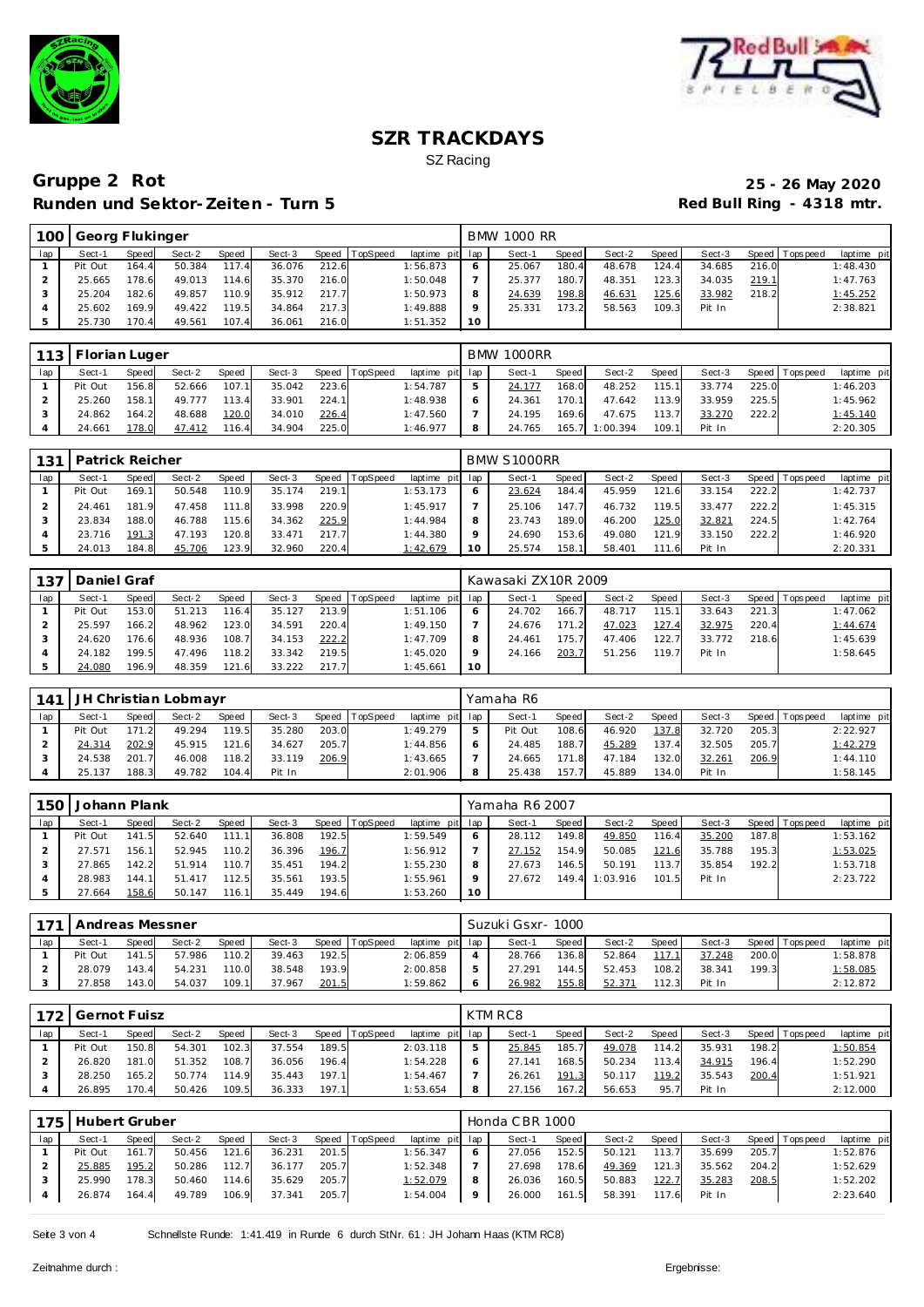# SZR TRACKDAYS

SZ Racing

## Gruppe 2 Rot

**25 - 26 May 2020**

### Runden und Sektor-Zeiten - Turn 5

**Red Bull Ring - 4318 mtr.**

| 100 | Georg Flukinger | | | | | | | | BMW 1000 RR | | | | | | | | |
|---|---|---|---|---|---|---|---|---|---|---|---|---|---|---|---|---|---|
| lap | Sect-1 | Speed | Sect-2 | Speed | Sect-3 | Speed | TopSpeed | laptime pit | lap | Sect-1 | Speed | Sect-2 | Speed | Sect-3 | Speed | Topspeed | laptime pit |
| 1 | Pit Out | 164.4 | 50.384 | 117.4 | 36.076 | 212.6 | | 1:56.873 | 6 | 25.067 | 180.4 | 48.678 | 124.4 | 34.685 | 216.0 | | 1:48.430 |
| 2 | 25.665 | 178.6 | 49.013 | 114.6 | 35.370 | 216.0 | | 1:50.048 | 7 | 25.377 | 180.7 | 48.351 | 123.3 | 34.035 | 219.1 | | 1:47.763 |
| 3 | 25.204 | 182.6 | 49.857 | 110.9 | 35.912 | 217.7 | | 1:50.973 | 8 | 24.639 | 198.8 | 46.631 | 125.6 | 33.982 | 218.2 | | 1:45.252 |
| 4 | 25.602 | 169.9 | 49.422 | 119.5 | 34.864 | 217.3 | | 1:49.888 | 9 | 25.331 | 173.2 | 58.563 | 109.3 | Pit In | | | 2:38.821 |
| 5 | 25.730 | 170.4 | 49.561 | 107.4 | 36.061 | 216.0 | | 1:51.352 | 10 | | | | | | | | |

| 113 | Florian Luger | | | | | | | | BMW 1000RR | | | | | | | | |
|---|---|---|---|---|---|---|---|---|---|---|---|---|---|---|---|---|---|
| lap | Sect-1 | Speed | Sect-2 | Speed | Sect-3 | Speed | TopSpeed | laptime pit | lap | Sect-1 | Speed | Sect-2 | Speed | Sect-3 | Speed | Topspeed | laptime pit |
| 1 | Pit Out | 156.8 | 52.666 | 107.1 | 35.042 | 223.6 | | 1:54.787 | 5 | 24.177 | 168.0 | 48.252 | 115.1 | 33.774 | 225.0 | | 1:46.203 |
| 2 | 25.260 | 158.1 | 49.777 | 113.4 | 33.901 | 224.1 | | 1:48.938 | 6 | 24.361 | 170.1 | 47.642 | 113.9 | 33.959 | 225.5 | | 1:45.962 |
| 3 | 24.862 | 164.2 | 48.688 | 120.0 | 34.010 | 226.4 | | 1:47.560 | 7 | 24.195 | 169.6 | 47.675 | 113.7 | 33.270 | 222.2 | | 1:45.140 |
| 4 | 24.661 | 178.0 | 47.412 | 116.4 | 34.904 | 225.0 | | 1:46.977 | 8 | 24.765 | 165.7 | 1:00.394 | 109.1 | Pit In | | | 2:20.305 |

| 131 | Patrick Reicher | | | | | | | | BMW S1000RR | | | | | | | | |
|---|---|---|---|---|---|---|---|---|---|---|---|---|---|---|---|---|---|
| lap | Sect-1 | Speed | Sect-2 | Speed | Sect-3 | Speed | TopSpeed | laptime pit | lap | Sect-1 | Speed | Sect-2 | Speed | Sect-3 | Speed | Topspeed | laptime pit |
| 1 | Pit Out | 169.1 | 50.548 | 110.9 | 35.174 | 219.1 | | 1:53.173 | 6 | 23.624 | 184.4 | 45.959 | 121.6 | 33.154 | 222.2 | | 1:42.737 |
| 2 | 24.461 | 181.9 | 47.458 | 111.8 | 33.998 | 220.9 | | 1:45.917 | 7 | 25.106 | 147.7 | 46.732 | 119.5 | 33.477 | 222.2 | | 1:45.315 |
| 3 | 23.834 | 188.0 | 46.788 | 115.6 | 34.362 | 225.9 | | 1:44.984 | 8 | 23.743 | 189.0 | 46.200 | 125.0 | 32.821 | 224.5 | | 1:42.764 |
| 4 | 23.716 | 191.3 | 47.193 | 120.8 | 33.471 | 217.7 | | 1:44.380 | 9 | 24.690 | 153.6 | 49.080 | 121.9 | 33.150 | 222.2 | | 1:46.920 |
| 5 | 24.013 | 184.8 | 45.706 | 123.9 | 32.960 | 220.4 | | 1:42.679 | 10 | 25.574 | 158.1 | 58.401 | 111.6 | Pit In | | | 2:20.331 |

| 137 | Daniel Graf | | | | | | | | Kawasaki ZX10R 2009 | | | | | | | | |
|---|---|---|---|---|---|---|---|---|---|---|---|---|---|---|---|---|---|
| lap | Sect-1 | Speed | Sect-2 | Speed | Sect-3 | Speed | TopSpeed | laptime pit | lap | Sect-1 | Speed | Sect-2 | Speed | Sect-3 | Speed | Topspeed | laptime pit |
| 1 | Pit Out | 153.0 | 51.213 | 116.4 | 35.127 | 213.9 | | 1:51.106 | 6 | 24.702 | 166.7 | 48.717 | 115.1 | 33.643 | 221.3 | | 1:47.062 |
| 2 | 25.597 | 166.2 | 48.962 | 123.0 | 34.591 | 220.4 | | 1:49.150 | 7 | 24.676 | 171.2 | 47.023 | 127.4 | 32.975 | 220.4 | | 1:44.674 |
| 3 | 24.620 | 176.6 | 48.936 | 108.7 | 34.153 | 222.2 | | 1:47.709 | 8 | 24.461 | 175.7 | 47.406 | 122.7 | 33.772 | 218.6 | | 1:45.639 |
| 4 | 24.182 | 199.5 | 47.496 | 118.2 | 33.342 | 219.5 | | 1:45.020 | 9 | 24.166 | 203.7 | 51.256 | 119.7 | Pit In | | | 1:58.645 |
| 5 | 24.080 | 196.9 | 48.359 | 121.6 | 33.222 | 217.7 | | 1:45.661 | 10 | | | | | | | | |

| 141 | JH Christian Lobmayr | | | | | | | | Yamaha R6 | | | | | | | | |
|---|---|---|---|---|---|---|---|---|---|---|---|---|---|---|---|---|---|
| lap | Sect-1 | Speed | Sect-2 | Speed | Sect-3 | Speed | TopSpeed | laptime pit | lap | Sect-1 | Speed | Sect-2 | Speed | Sect-3 | Speed | Topspeed | laptime pit |
| 1 | Pit Out | 171.2 | 49.294 | 119.5 | 35.280 | 203.0 | | 1:49.279 | 5 | Pit Out | 108.6 | 46.920 | 137.8 | 32.720 | 205.3 | | 2:22.927 |
| 2 | 24.314 | 202.9 | 45.915 | 121.6 | 34.627 | 205.7 | | 1:44.856 | 6 | 24.485 | 188.7 | 45.289 | 137.4 | 32.505 | 205.7 | | 1:42.279 |
| 3 | 24.538 | 201.7 | 46.008 | 118.2 | 33.119 | 206.9 | | 1:43.665 | 7 | 24.665 | 171.8 | 47.184 | 132.0 | 32.261 | 206.9 | | 1:44.110 |
| 4 | 25.137 | 188.3 | 49.782 | 104.4 | Pit In | | | 2:01.906 | 8 | 25.438 | 157.7 | 45.889 | 134.0 | Pit In | | | 1:58.145 |

| 150 | Johann Plank | | | | | | | | Yamaha R6 2007 | | | | | | | | |
|---|---|---|---|---|---|---|---|---|---|---|---|---|---|---|---|---|---|
| lap | Sect-1 | Speed | Sect-2 | Speed | Sect-3 | Speed | TopSpeed | laptime pit | lap | Sect-1 | Speed | Sect-2 | Speed | Sect-3 | Speed | Topspeed | laptime pit |
| 1 | Pit Out | 141.5 | 52.640 | 111.1 | 36.808 | 192.5 | | 1:59.549 | 6 | 28.112 | 149.8 | 49.850 | 116.4 | 35.200 | 187.8 | | 1:53.162 |
| 2 | 27.571 | 156.1 | 52.945 | 110.2 | 36.396 | 196.7 | | 1:56.912 | 7 | 27.152 | 154.9 | 50.085 | 121.6 | 35.788 | 195.3 | | 1:53.025 |
| 3 | 27.865 | 142.2 | 51.914 | 110.7 | 35.451 | 194.2 | | 1:55.230 | 8 | 27.673 | 146.5 | 50.191 | 113.7 | 35.854 | 192.2 | | 1:53.718 |
| 4 | 28.983 | 144.1 | 51.417 | 112.5 | 35.561 | 193.5 | | 1:55.961 | 9 | 27.672 | 149.4 | 1:03.916 | 101.5 | Pit In | | | 2:23.722 |
| 5 | 27.664 | 158.6 | 50.147 | 116.1 | 35.449 | 194.6 | | 1:53.260 | 10 | | | | | | | | |

| 171 | Andreas Messner | | | | | | | | Suzuki Gsxr- 1000 | | | | | | | | |
|---|---|---|---|---|---|---|---|---|---|---|---|---|---|---|---|---|---|
| lap | Sect-1 | Speed | Sect-2 | Speed | Sect-3 | Speed | TopSpeed | laptime pit | lap | Sect-1 | Speed | Sect-2 | Speed | Sect-3 | Speed | Topspeed | laptime pit |
| 1 | Pit Out | 141.5 | 57.986 | 110.2 | 39.463 | 192.5 | | 2:06.859 | 4 | 28.766 | 136.8 | 52.864 | 117.1 | 37.248 | 200.0 | | 1:58.878 |
| 2 | 28.079 | 143.4 | 54.231 | 110.0 | 38.548 | 193.9 | | 2:00.858 | 5 | 27.291 | 144.5 | 52.453 | 108.2 | 38.341 | 199.3 | | 1:58.085 |
| 3 | 27.858 | 143.0 | 54.037 | 109.1 | 37.967 | 201.5 | | 1:59.862 | 6 | 26.982 | 155.8 | 52.371 | 112.3 | Pit In | | | 2:12.872 |

| 172 | Gernot Fuisz | | | | | | | | KTM RC8 | | | | | | | | |
|---|---|---|---|---|---|---|---|---|---|---|---|---|---|---|---|---|---|
| lap | Sect-1 | Speed | Sect-2 | Speed | Sect-3 | Speed | TopSpeed | laptime pit | lap | Sect-1 | Speed | Sect-2 | Speed | Sect-3 | Speed | Topspeed | laptime pit |
| 1 | Pit Out | 150.8 | 54.301 | 102.3 | 37.554 | 189.5 | | 2:03.118 | 5 | 25.845 | 185.7 | 49.078 | 114.2 | 35.931 | 198.2 | | 1:50.854 |
| 2 | 26.820 | 181.0 | 51.352 | 108.7 | 36.056 | 196.4 | | 1:54.228 | 6 | 27.141 | 168.5 | 50.234 | 113.4 | 34.915 | 196.4 | | 1:52.290 |
| 3 | 28.250 | 165.2 | 50.774 | 114.9 | 35.443 | 197.1 | | 1:54.467 | 7 | 26.261 | 191.3 | 50.117 | 119.2 | 35.543 | 200.4 | | 1:51.921 |
| 4 | 26.895 | 170.4 | 50.426 | 109.5 | 36.333 | 197.1 | | 1:53.654 | 8 | 27.156 | 167.2 | 56.653 | 95.7 | Pit In | | | 2:12.000 |

| 175 | Hubert Gruber | | | | | | | | Honda CBR 1000 | | | | | | | | |
|---|---|---|---|---|---|---|---|---|---|---|---|---|---|---|---|---|---|
| lap | Sect-1 | Speed | Sect-2 | Speed | Sect-3 | Speed | TopSpeed | laptime pit | lap | Sect-1 | Speed | Sect-2 | Speed | Sect-3 | Speed | Topspeed | laptime pit |
| 1 | Pit Out | 161.7 | 50.456 | 121.6 | 36.231 | 201.5 | | 1:56.347 | 6 | 27.056 | 152.5 | 50.121 | 113.7 | 35.699 | 205.7 | | 1:52.876 |
| 2 | 25.885 | 195.2 | 50.286 | 112.7 | 36.177 | 205.7 | | 1:52.348 | 7 | 27.698 | 178.6 | 49.369 | 121.3 | 35.562 | 204.2 | | 1:52.629 |
| 3 | 25.990 | 178.3 | 50.460 | 114.6 | 35.629 | 205.7 | | 1:52.079 | 8 | 26.036 | 160.5 | 50.883 | 122.7 | 35.283 | 208.5 | | 1:52.202 |
| 4 | 26.874 | 164.4 | 49.789 | 106.9 | 37.341 | 205.7 | | 1:54.004 | 9 | 26.000 | 161.5 | 58.391 | 117.6 | Pit In | | | 2:23.640 |

Schnellste Runde: 1:41.419 in Runde 6 durch StNr. 61 : JH Johann Haas (KTM RC8)

Zeitnahme durch :

Ergebnisse: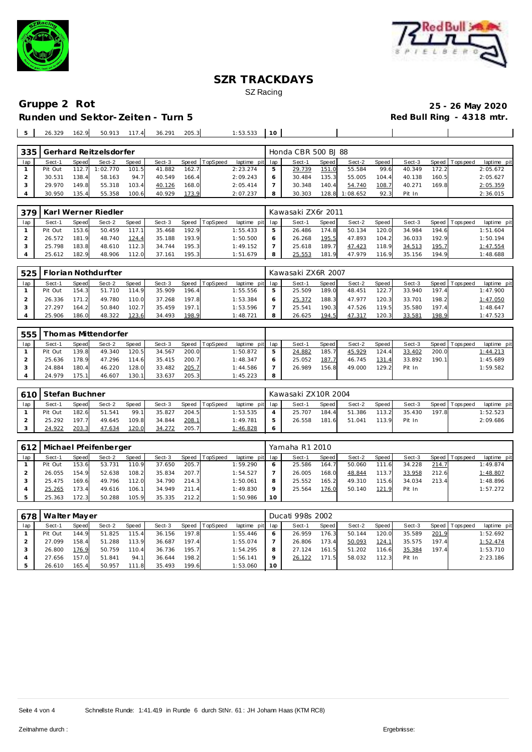# SZR TRACKDAYS

SZ Racing

## Gruppe 2 Rot

**25 - 26 May 2020**

**Runden und Sektor-Zeiten - Turn 5**

**Red Bull Ring - 4318 mtr.**

| | | | | | | | | | | | | | | | | | | | |
|---|---|---|---|---|---|---|---|---|---|---|---|---|---|---|---|---|---|---|---|
| 5 | 26.329 | 162.9 | 50.913 | 117.4 | 36.291 | 205.3 | | 1:53.533 | 10 | | | | | | | | | |

### 335 Gerhard Reitzelsdorfer — Honda CBR 500 BJ 88

| lap | Sect-1 | Speed | Sect-2 | Speed | Sect-3 | Speed | TopSpeed | laptime pit | lap | Sect-1 | Speed | Sect-2 | Speed | Sect-3 | Speed | Topspeed | laptime pit |
|---|---|---|---|---|---|---|---|---|---|---|---|---|---|---|---|---|---|
| 1 | Pit Out | 112.7 | 1:02.770 | 101.5 | 41.882 | 162.7 | | 2:23.274 | 5 | 29.739 | 151.0 | 55.584 | 99.6 | 40.349 | 172.2 | | 2:05.672 |
| 2 | 30.531 | 138.4 | 58.163 | 94.7 | 40.549 | 166.4 | | 2:09.243 | 6 | 30.484 | 135.3 | 55.005 | 104.4 | 40.138 | 160.5 | | 2:05.627 |
| 3 | 29.970 | 149.8 | 55.318 | 103.4 | 40.126 | 168.0 | | 2:05.414 | 7 | 30.348 | 140.4 | 54.740 | 108.7 | 40.271 | 169.8 | | 2:05.359 |
| 4 | 30.950 | 135.4 | 55.358 | 100.6 | 40.929 | 173.9 | | 2:07.237 | 8 | 30.303 | 128.8 | 1:08.652 | 92.3 | Pit In | | | 2:36.015 |

### 379 Karl Werner Riedler — Kawasaki ZX6r 2011

| lap | Sect-1 | Speed | Sect-2 | Speed | Sect-3 | Speed | TopSpeed | laptime pit | lap | Sect-1 | Speed | Sect-2 | Speed | Sect-3 | Speed | Topspeed | laptime pit |
|---|---|---|---|---|---|---|---|---|---|---|---|---|---|---|---|---|---|
| 1 | Pit Out | 153.6 | 50.459 | 117.1 | 35.468 | 192.9 | | 1:55.433 | 5 | 26.486 | 174.8 | 50.134 | 120.0 | 34.984 | 194.6 | | 1:51.604 |
| 2 | 26.572 | 181.9 | 48.740 | 124.4 | 35.188 | 193.9 | | 1:50.500 | 6 | 26.268 | 195.5 | 47.893 | 104.2 | 36.033 | 192.9 | | 1:50.194 |
| 3 | 25.798 | 183.8 | 48.610 | 112.3 | 34.744 | 195.3 | | 1:49.152 | 7 | 25.618 | 189.7 | 47.423 | 118.9 | 34.513 | 195.7 | | 1:47.554 |
| 4 | 25.612 | 182.9 | 48.906 | 112.0 | 37.161 | 195.3 | | 1:51.679 | 8 | 25.553 | 181.9 | 47.979 | 116.9 | 35.156 | 194.9 | | 1:48.688 |

### 525 Florian Nothdurfter — Kawasaki ZX6R 2007

| lap | Sect-1 | Speed | Sect-2 | Speed | Sect-3 | Speed | TopSpeed | laptime pit | lap | Sect-1 | Speed | Sect-2 | Speed | Sect-3 | Speed | Topspeed | laptime pit |
|---|---|---|---|---|---|---|---|---|---|---|---|---|---|---|---|---|---|
| 1 | Pit Out | 154.3 | 51.710 | 114.9 | 35.909 | 196.4 | | 1:55.556 | 5 | 25.509 | 189.0 | 48.451 | 122.7 | 33.940 | 197.4 | | 1:47.900 |
| 2 | 26.336 | 171.2 | 49.780 | 110.0 | 37.268 | 197.8 | | 1:53.384 | 6 | 25.372 | 188.3 | 47.977 | 120.3 | 33.701 | 198.2 | | 1:47.050 |
| 3 | 27.297 | 164.2 | 50.840 | 102.7 | 35.459 | 197.1 | | 1:53.596 | 7 | 25.541 | 190.3 | 47.526 | 119.5 | 35.580 | 197.4 | | 1:48.647 |
| 4 | 25.906 | 186.0 | 48.322 | 123.6 | 34.493 | 198.9 | | 1:48.721 | 8 | 26.625 | 194.5 | 47.317 | 120.3 | 33.581 | 198.9 | | 1:47.523 |

### 555 Thomas Mittendorfer

| lap | Sect-1 | Speed | Sect-2 | Speed | Sect-3 | Speed | TopSpeed | laptime pit | lap | Sect-1 | Speed | Sect-2 | Speed | Sect-3 | Speed | Topspeed | laptime pit |
|---|---|---|---|---|---|---|---|---|---|---|---|---|---|---|---|---|---|
| 1 | Pit Out | 139.8 | 49.340 | 120.5 | 34.567 | 200.0 | | 1:50.872 | 5 | 24.882 | 185.7 | 45.929 | 124.4 | 33.402 | 200.0 | | 1:44.213 |
| 2 | 25.636 | 178.9 | 47.296 | 114.6 | 35.415 | 200.7 | | 1:48.347 | 6 | 25.052 | 187.7 | 46.745 | 131.4 | 33.892 | 190.1 | | 1:45.689 |
| 3 | 24.884 | 180.4 | 46.220 | 128.0 | 33.482 | 205.7 | | 1:44.586 | 7 | 26.989 | 156.8 | 49.000 | 129.2 | Pit In | | | 1:59.582 |
| 4 | 24.979 | 175.1 | 46.607 | 130.1 | 33.637 | 205.3 | | 1:45.223 | 8 | | | | | | | | |

### 610 Stefan Buchner — Kawasaki ZX10R 2004

| lap | Sect-1 | Speed | Sect-2 | Speed | Sect-3 | Speed | TopSpeed | laptime pit | lap | Sect-1 | Speed | Sect-2 | Speed | Sect-3 | Speed | Topspeed | laptime pit |
|---|---|---|---|---|---|---|---|---|---|---|---|---|---|---|---|---|---|
| 1 | Pit Out | 182.6 | 51.541 | 99.1 | 35.827 | 204.5 | | 1:53.535 | 4 | 25.707 | 184.4 | 51.386 | 113.2 | 35.430 | 197.8 | | 1:52.523 |
| 2 | 25.292 | 197.7 | 49.645 | 109.8 | 34.844 | 208.1 | | 1:49.781 | 5 | 26.558 | 181.6 | 51.041 | 113.9 | Pit In | | | 2:09.686 |
| 3 | 24.922 | 203.3 | 47.634 | 120.0 | 34.272 | 205.7 | | 1:46.828 | 6 | | | | | | | | |

### 612 Michael Pfeifenberger — Yamaha R1 2010

| lap | Sect-1 | Speed | Sect-2 | Speed | Sect-3 | Speed | TopSpeed | laptime pit | lap | Sect-1 | Speed | Sect-2 | Speed | Sect-3 | Speed | Topspeed | laptime pit |
|---|---|---|---|---|---|---|---|---|---|---|---|---|---|---|---|---|---|
| 1 | Pit Out | 153.6 | 53.731 | 110.9 | 37.650 | 205.7 | | 1:59.290 | 6 | 25.586 | 164.7 | 50.060 | 111.6 | 34.228 | 214.7 | | 1:49.874 |
| 2 | 26.055 | 154.9 | 52.638 | 108.2 | 35.834 | 207.7 | | 1:54.527 | 7 | 26.005 | 168.0 | 48.844 | 113.7 | 33.958 | 212.6 | | 1:48.807 |
| 3 | 25.475 | 169.6 | 49.796 | 112.0 | 34.790 | 214.3 | | 1:50.061 | 8 | 25.552 | 165.2 | 49.310 | 115.6 | 34.034 | 213.4 | | 1:48.896 |
| 4 | 25.265 | 173.4 | 49.616 | 106.1 | 34.949 | 211.4 | | 1:49.830 | 9 | 25.564 | 176.0 | 50.140 | 121.9 | Pit In | | | 1:57.272 |
| 5 | 25.363 | 172.3 | 50.288 | 105.9 | 35.335 | 212.2 | | 1:50.986 | 10 | | | | | | | | |

### 678 Walter Mayer — Ducati 998s 2002

| lap | Sect-1 | Speed | Sect-2 | Speed | Sect-3 | Speed | TopSpeed | laptime pit | lap | Sect-1 | Speed | Sect-2 | Speed | Sect-3 | Speed | Topspeed | laptime pit |
|---|---|---|---|---|---|---|---|---|---|---|---|---|---|---|---|---|---|
| 1 | Pit Out | 144.9 | 51.825 | 115.4 | 36.156 | 197.8 | | 1:55.446 | 6 | 26.959 | 176.3 | 50.144 | 120.0 | 35.589 | 201.9 | | 1:52.692 |
| 2 | 27.099 | 158.4 | 51.288 | 113.9 | 36.687 | 197.4 | | 1:55.074 | 7 | 26.806 | 173.4 | 50.093 | 124.1 | 35.575 | 197.4 | | 1:52.474 |
| 3 | 26.800 | 176.9 | 50.759 | 110.4 | 36.736 | 195.7 | | 1:54.295 | 8 | 27.124 | 161.5 | 51.202 | 116.6 | 35.384 | 197.4 | | 1:53.710 |
| 4 | 27.656 | 157.0 | 51.841 | 94.1 | 36.644 | 198.2 | | 1:56.141 | 9 | 26.122 | 171.5 | 58.032 | 112.3 | Pit In | | | 2:23.186 |
| 5 | 26.610 | 165.4 | 50.957 | 111.8 | 35.493 | 199.6 | | 1:53.060 | 10 | | | | | | | | |

Schnellste Runde: 1:41.419 in Runde 6 durch StNr. 61 : JH Johann Haas (KTM RC8)

Zeitnahme durch :

Ergebnisse: